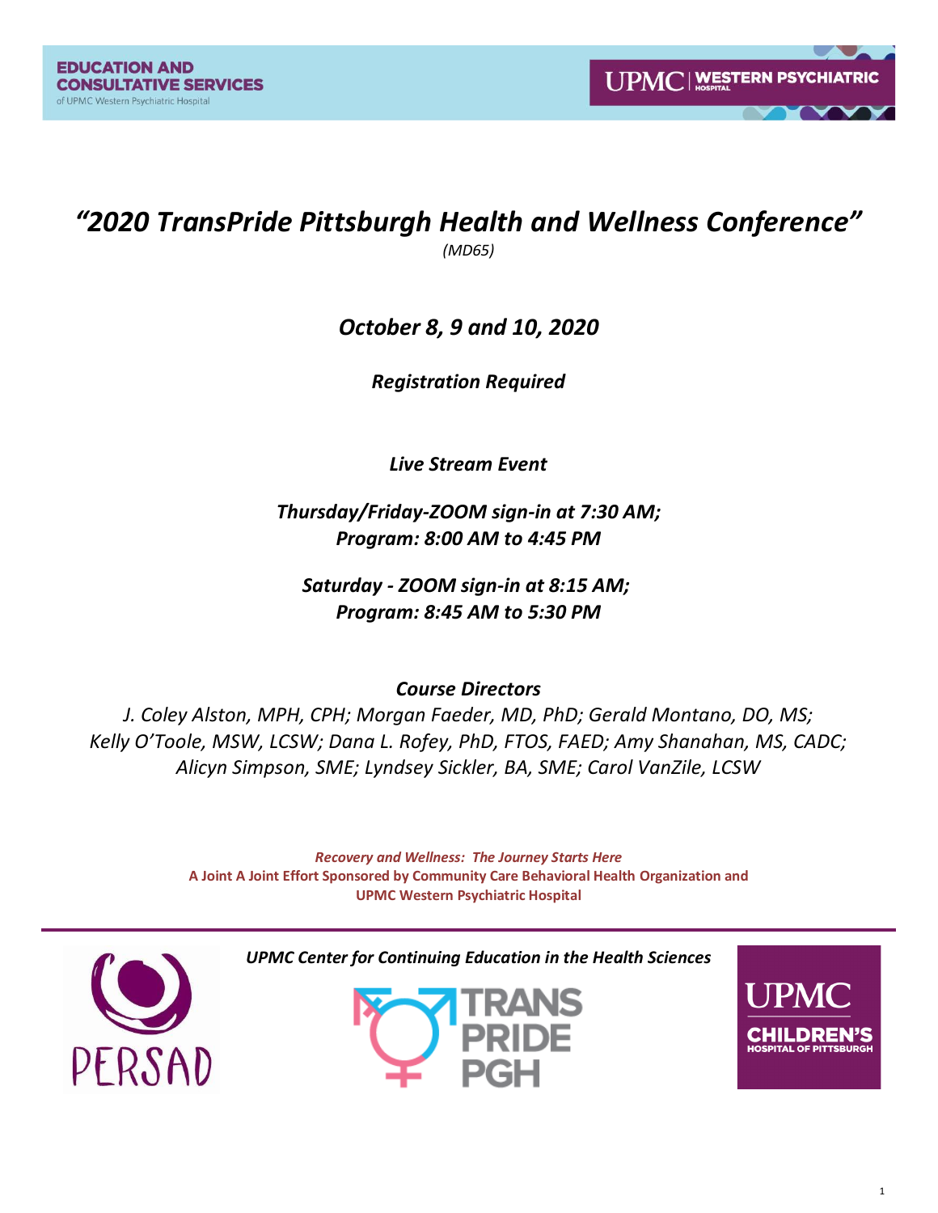EDUCATION AND CONSULTATIVE SERVICES
of UPMC Western Psychiatric Hospital

UPMC | WESTERN PSYCHIATRIC HOSPITAL

# *"2020 TransPride Pittsburgh Health and Wellness Conference"*

*(MD65)*

## *October 8, 9 and 10, 2020*

***Registration Required***

***Live Stream Event***

***Thursday/Friday-ZOOM sign-in at 7:30 AM;***
***Program: 8:00 AM to 4:45 PM***

***Saturday - ZOOM sign-in at 8:15 AM;***
***Program: 8:45 AM to 5:30 PM***

***Course Directors***

*J. Coley Alston, MPH, CPH; Morgan Faeder, MD, PhD; Gerald Montano, DO, MS; Kelly O'Toole, MSW, LCSW; Dana L. Rofey, PhD, FTOS, FAED; Amy Shanahan, MS, CADC; Alicyn Simpson, SME; Lyndsey Sickler, BA, SME; Carol VanZile, LCSW*

***Recovery and Wellness: The Journey Starts Here***
**A Joint A Joint Effort Sponsored by Community Care Behavioral Health Organization and UPMC Western Psychiatric Hospital**

*UPMC Center for Continuing Education in the Health Sciences*

PERSAD

TRANS PRIDE PGH

UPMC CHILDREN'S HOSPITAL OF PITTSBURGH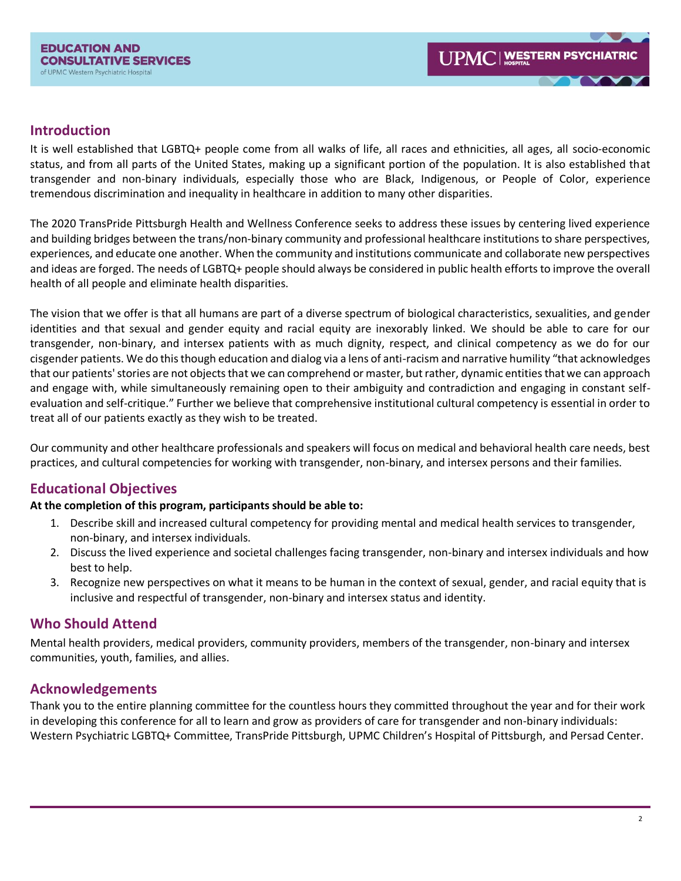## Introduction

It is well established that LGBTQ+ people come from all walks of life, all races and ethnicities, all ages, all socio-economic status, and from all parts of the United States, making up a significant portion of the population. It is also established that transgender and non-binary individuals, especially those who are Black, Indigenous, or People of Color, experience tremendous discrimination and inequality in healthcare in addition to many other disparities.

The 2020 TransPride Pittsburgh Health and Wellness Conference seeks to address these issues by centering lived experience and building bridges between the trans/non-binary community and professional healthcare institutions to share perspectives, experiences, and educate one another. When the community and institutions communicate and collaborate new perspectives and ideas are forged. The needs of LGBTQ+ people should always be considered in public health efforts to improve the overall health of all people and eliminate health disparities.

The vision that we offer is that all humans are part of a diverse spectrum of biological characteristics, sexualities, and gender identities and that sexual and gender equity and racial equity are inexorably linked. We should be able to care for our transgender, non-binary, and intersex patients with as much dignity, respect, and clinical competency as we do for our cisgender patients. We do this though education and dialog via a lens of anti-racism and narrative humility "that acknowledges that our patients' stories are not objects that we can comprehend or master, but rather, dynamic entities that we can approach and engage with, while simultaneously remaining open to their ambiguity and contradiction and engaging in constant self-evaluation and self-critique." Further we believe that comprehensive institutional cultural competency is essential in order to treat all of our patients exactly as they wish to be treated.

Our community and other healthcare professionals and speakers will focus on medical and behavioral health care needs, best practices, and cultural competencies for working with transgender, non-binary, and intersex persons and their families.

## Educational Objectives

**At the completion of this program, participants should be able to:**

1. Describe skill and increased cultural competency for providing mental and medical health services to transgender, non-binary, and intersex individuals.
2. Discuss the lived experience and societal challenges facing transgender, non-binary and intersex individuals and how best to help.
3. Recognize new perspectives on what it means to be human in the context of sexual, gender, and racial equity that is inclusive and respectful of transgender, non-binary and intersex status and identity.

## Who Should Attend

Mental health providers, medical providers, community providers, members of the transgender, non-binary and intersex communities, youth, families, and allies.

## Acknowledgements

Thank you to the entire planning committee for the countless hours they committed throughout the year and for their work in developing this conference for all to learn and grow as providers of care for transgender and non-binary individuals: Western Psychiatric LGBTQ+ Committee, TransPride Pittsburgh, UPMC Children's Hospital of Pittsburgh, and Persad Center.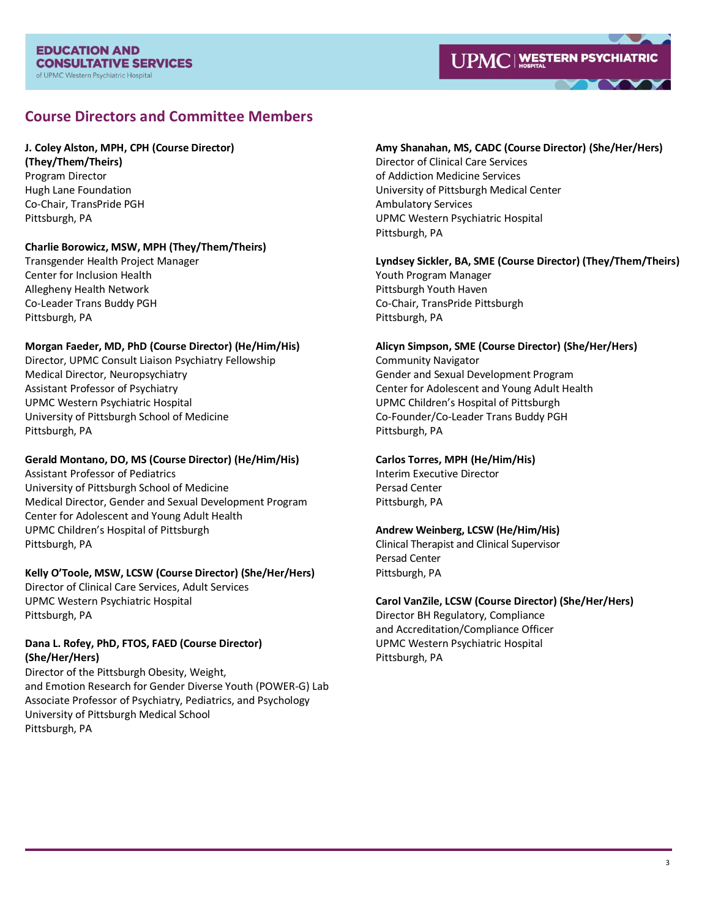## Course Directors and Committee Members

**J. Coley Alston, MPH, CPH (Course Director) (They/Them/Theirs)**
Program Director
Hugh Lane Foundation
Co-Chair, TransPride PGH
Pittsburgh, PA

**Charlie Borowicz, MSW, MPH (They/Them/Theirs)**
Transgender Health Project Manager
Center for Inclusion Health
Allegheny Health Network
Co-Leader Trans Buddy PGH
Pittsburgh, PA

**Morgan Faeder, MD, PhD (Course Director) (He/Him/His)**
Director, UPMC Consult Liaison Psychiatry Fellowship
Medical Director, Neuropsychiatry
Assistant Professor of Psychiatry
UPMC Western Psychiatric Hospital
University of Pittsburgh School of Medicine
Pittsburgh, PA

**Gerald Montano, DO, MS (Course Director) (He/Him/His)**
Assistant Professor of Pediatrics
University of Pittsburgh School of Medicine
Medical Director, Gender and Sexual Development Program
Center for Adolescent and Young Adult Health
UPMC Children's Hospital of Pittsburgh
Pittsburgh, PA

**Kelly O'Toole, MSW, LCSW (Course Director) (She/Her/Hers)**
Director of Clinical Care Services, Adult Services
UPMC Western Psychiatric Hospital
Pittsburgh, PA

**Dana L. Rofey, PhD, FTOS, FAED (Course Director) (She/Her/Hers)**
Director of the Pittsburgh Obesity, Weight,
and Emotion Research for Gender Diverse Youth (POWER-G) Lab
Associate Professor of Psychiatry, Pediatrics, and Psychology
University of Pittsburgh Medical School
Pittsburgh, PA

**Amy Shanahan, MS, CADC (Course Director) (She/Her/Hers)**
Director of Clinical Care Services
of Addiction Medicine Services
University of Pittsburgh Medical Center
Ambulatory Services
UPMC Western Psychiatric Hospital
Pittsburgh, PA

**Lyndsey Sickler, BA, SME (Course Director) (They/Them/Theirs)**
Youth Program Manager
Pittsburgh Youth Haven
Co-Chair, TransPride Pittsburgh
Pittsburgh, PA

**Alicyn Simpson, SME (Course Director) (She/Her/Hers)**
Community Navigator
Gender and Sexual Development Program
Center for Adolescent and Young Adult Health
UPMC Children's Hospital of Pittsburgh
Co-Founder/Co-Leader Trans Buddy PGH
Pittsburgh, PA

**Carlos Torres, MPH (He/Him/His)**
Interim Executive Director
Persad Center
Pittsburgh, PA

**Andrew Weinberg, LCSW (He/Him/His)**
Clinical Therapist and Clinical Supervisor
Persad Center
Pittsburgh, PA

**Carol VanZile, LCSW (Course Director) (She/Her/Hers)**
Director BH Regulatory, Compliance
and Accreditation/Compliance Officer
UPMC Western Psychiatric Hospital
Pittsburgh, PA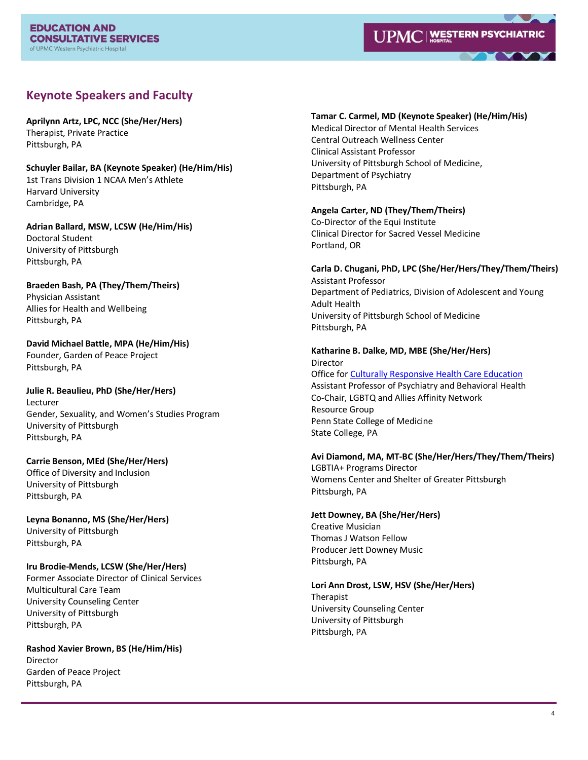## Keynote Speakers and Faculty

**Aprilynn Artz, LPC, NCC (She/Her/Hers)**
Therapist, Private Practice
Pittsburgh, PA

**Schuyler Bailar, BA (Keynote Speaker) (He/Him/His)**
1st Trans Division 1 NCAA Men's Athlete
Harvard University
Cambridge, PA

**Adrian Ballard, MSW, LCSW (He/Him/His)**
Doctoral Student
University of Pittsburgh
Pittsburgh, PA

**Braeden Bash, PA (They/Them/Theirs)**
Physician Assistant
Allies for Health and Wellbeing
Pittsburgh, PA

**David Michael Battle, MPA (He/Him/His)**
Founder, Garden of Peace Project
Pittsburgh, PA

**Julie R. Beaulieu, PhD (She/Her/Hers)**
Lecturer
Gender, Sexuality, and Women's Studies Program
University of Pittsburgh
Pittsburgh, PA

**Carrie Benson, MEd (She/Her/Hers)**
Office of Diversity and Inclusion
University of Pittsburgh
Pittsburgh, PA

**Leyna Bonanno, MS (She/Her/Hers)**
University of Pittsburgh
Pittsburgh, PA

**Iru Brodie-Mends, LCSW (She/Her/Hers)**
Former Associate Director of Clinical Services
Multicultural Care Team
University Counseling Center
University of Pittsburgh
Pittsburgh, PA

**Rashod Xavier Brown, BS (He/Him/His)**
Director
Garden of Peace Project
Pittsburgh, PA

**Tamar C. Carmel, MD (Keynote Speaker) (He/Him/His)**
Medical Director of Mental Health Services
Central Outreach Wellness Center
Clinical Assistant Professor
University of Pittsburgh School of Medicine,
Department of Psychiatry
Pittsburgh, PA

**Angela Carter, ND (They/Them/Theirs)**
Co-Director of the Equi Institute
Clinical Director for Sacred Vessel Medicine
Portland, OR

**Carla D. Chugani, PhD, LPC (She/Her/Hers/They/Them/Theirs)**
Assistant Professor
Department of Pediatrics, Division of Adolescent and Young Adult Health
University of Pittsburgh School of Medicine
Pittsburgh, PA

**Katharine B. Dalke, MD, MBE (She/Her/Hers)**
Director
Office for Culturally Responsive Health Care Education
Assistant Professor of Psychiatry and Behavioral Health
Co-Chair, LGBTQ and Allies Affinity Network
Resource Group
Penn State College of Medicine
State College, PA

**Avi Diamond, MA, MT-BC (She/Her/Hers/They/Them/Theirs)**
LGBTIA+ Programs Director
Womens Center and Shelter of Greater Pittsburgh
Pittsburgh, PA

**Jett Downey, BA (She/Her/Hers)**
Creative Musician
Thomas J Watson Fellow
Producer Jett Downey Music
Pittsburgh, PA

**Lori Ann Drost, LSW, HSV (She/Her/Hers)**
Therapist
University Counseling Center
University of Pittsburgh
Pittsburgh, PA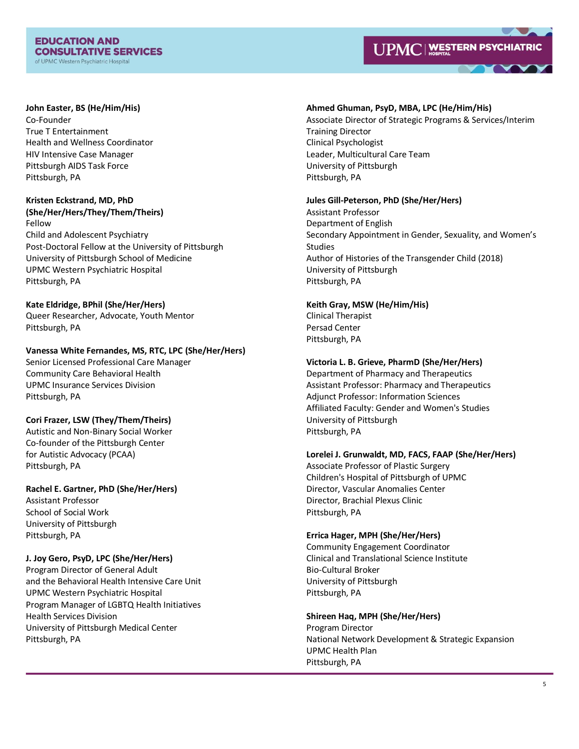**John Easter, BS (He/Him/His)**
Co-Founder
True T Entertainment
Health and Wellness Coordinator
HIV Intensive Case Manager
Pittsburgh AIDS Task Force
Pittsburgh, PA

**Kristen Eckstrand, MD, PhD (She/Her/Hers/They/Them/Theirs)**
Fellow
Child and Adolescent Psychiatry
Post-Doctoral Fellow at the University of Pittsburgh
University of Pittsburgh School of Medicine
UPMC Western Psychiatric Hospital
Pittsburgh, PA

**Kate Eldridge, BPhil (She/Her/Hers)**
Queer Researcher, Advocate, Youth Mentor
Pittsburgh, PA

**Vanessa White Fernandes, MS, RTC, LPC (She/Her/Hers)**
Senior Licensed Professional Care Manager
Community Care Behavioral Health
UPMC Insurance Services Division
Pittsburgh, PA

**Cori Frazer, LSW (They/Them/Theirs)**
Autistic and Non-Binary Social Worker
Co-founder of the Pittsburgh Center for Autistic Advocacy (PCAA)
Pittsburgh, PA

**Rachel E. Gartner, PhD (She/Her/Hers)**
Assistant Professor
School of Social Work
University of Pittsburgh
Pittsburgh, PA

**J. Joy Gero, PsyD, LPC (She/Her/Hers)**
Program Director of General Adult and the Behavioral Health Intensive Care Unit
UPMC Western Psychiatric Hospital
Program Manager of LGBTQ Health Initiatives
Health Services Division
University of Pittsburgh Medical Center
Pittsburgh, PA

**Ahmed Ghuman, PsyD, MBA, LPC (He/Him/His)**
Associate Director of Strategic Programs & Services/Interim Training Director
Clinical Psychologist
Leader, Multicultural Care Team
University of Pittsburgh
Pittsburgh, PA

**Jules Gill-Peterson, PhD (She/Her/Hers)**
Assistant Professor
Department of English
Secondary Appointment in Gender, Sexuality, and Women's Studies
Author of Histories of the Transgender Child (2018)
University of Pittsburgh
Pittsburgh, PA

**Keith Gray, MSW (He/Him/His)**
Clinical Therapist
Persad Center
Pittsburgh, PA

**Victoria L. B. Grieve, PharmD (She/Her/Hers)**
Department of Pharmacy and Therapeutics
Assistant Professor: Pharmacy and Therapeutics
Adjunct Professor: Information Sciences
Affiliated Faculty: Gender and Women's Studies
University of Pittsburgh
Pittsburgh, PA

**Lorelei J. Grunwaldt, MD, FACS, FAAP (She/Her/Hers)**
Associate Professor of Plastic Surgery
Children's Hospital of Pittsburgh of UPMC
Director, Vascular Anomalies Center
Director, Brachial Plexus Clinic
Pittsburgh, PA

**Errica Hager, MPH (She/Her/Hers)**
Community Engagement Coordinator
Clinical and Translational Science Institute
Bio-Cultural Broker
University of Pittsburgh
Pittsburgh, PA

**Shireen Haq, MPH (She/Her/Hers)**
Program Director
National Network Development & Strategic Expansion
UPMC Health Plan
Pittsburgh, PA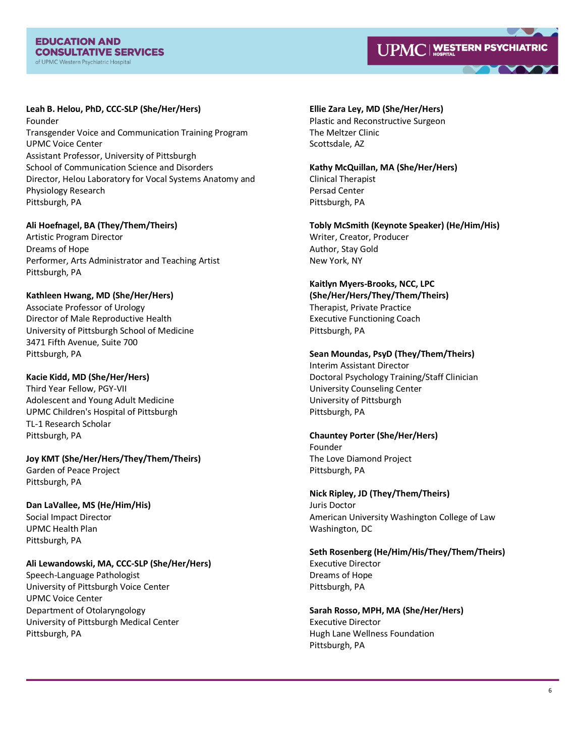**Leah B. Helou, PhD, CCC-SLP (She/Her/Hers)**
Founder
Transgender Voice and Communication Training Program
UPMC Voice Center
Assistant Professor, University of Pittsburgh
School of Communication Science and Disorders
Director, Helou Laboratory for Vocal Systems Anatomy and Physiology Research
Pittsburgh, PA

**Ali Hoefnagel, BA (They/Them/Theirs)**
Artistic Program Director
Dreams of Hope
Performer, Arts Administrator and Teaching Artist
Pittsburgh, PA

**Kathleen Hwang, MD (She/Her/Hers)**
Associate Professor of Urology
Director of Male Reproductive Health
University of Pittsburgh School of Medicine
3471 Fifth Avenue, Suite 700
Pittsburgh, PA

**Kacie Kidd, MD (She/Her/Hers)**
Third Year Fellow, PGY-VII
Adolescent and Young Adult Medicine
UPMC Children's Hospital of Pittsburgh
TL-1 Research Scholar
Pittsburgh, PA

**Joy KMT (She/Her/Hers/They/Them/Theirs)**
Garden of Peace Project
Pittsburgh, PA

**Dan LaVallee, MS (He/Him/His)**
Social Impact Director
UPMC Health Plan
Pittsburgh, PA

**Ali Lewandowski, MA, CCC-SLP (She/Her/Hers)**
Speech-Language Pathologist
University of Pittsburgh Voice Center
UPMC Voice Center
Department of Otolaryngology
University of Pittsburgh Medical Center
Pittsburgh, PA

**Ellie Zara Ley, MD (She/Her/Hers)**
Plastic and Reconstructive Surgeon
The Meltzer Clinic
Scottsdale, AZ

**Kathy McQuillan, MA (She/Her/Hers)**
Clinical Therapist
Persad Center
Pittsburgh, PA

**Tobly McSmith (Keynote Speaker) (He/Him/His)**
Writer, Creator, Producer
Author, Stay Gold
New York, NY

**Kaitlyn Myers-Brooks, NCC, LPC (She/Her/Hers/They/Them/Theirs)**
Therapist, Private Practice
Executive Functioning Coach
Pittsburgh, PA

**Sean Moundas, PsyD (They/Them/Theirs)**
Interim Assistant Director
Doctoral Psychology Training/Staff Clinician
University Counseling Center
University of Pittsburgh
Pittsburgh, PA

**Chauntey Porter (She/Her/Hers)**
Founder
The Love Diamond Project
Pittsburgh, PA

**Nick Ripley, JD (They/Them/Theirs)**
Juris Doctor
American University Washington College of Law
Washington, DC

**Seth Rosenberg (He/Him/His/They/Them/Theirs)**
Executive Director
Dreams of Hope
Pittsburgh, PA

**Sarah Rosso, MPH, MA (She/Her/Hers)**
Executive Director
Hugh Lane Wellness Foundation
Pittsburgh, PA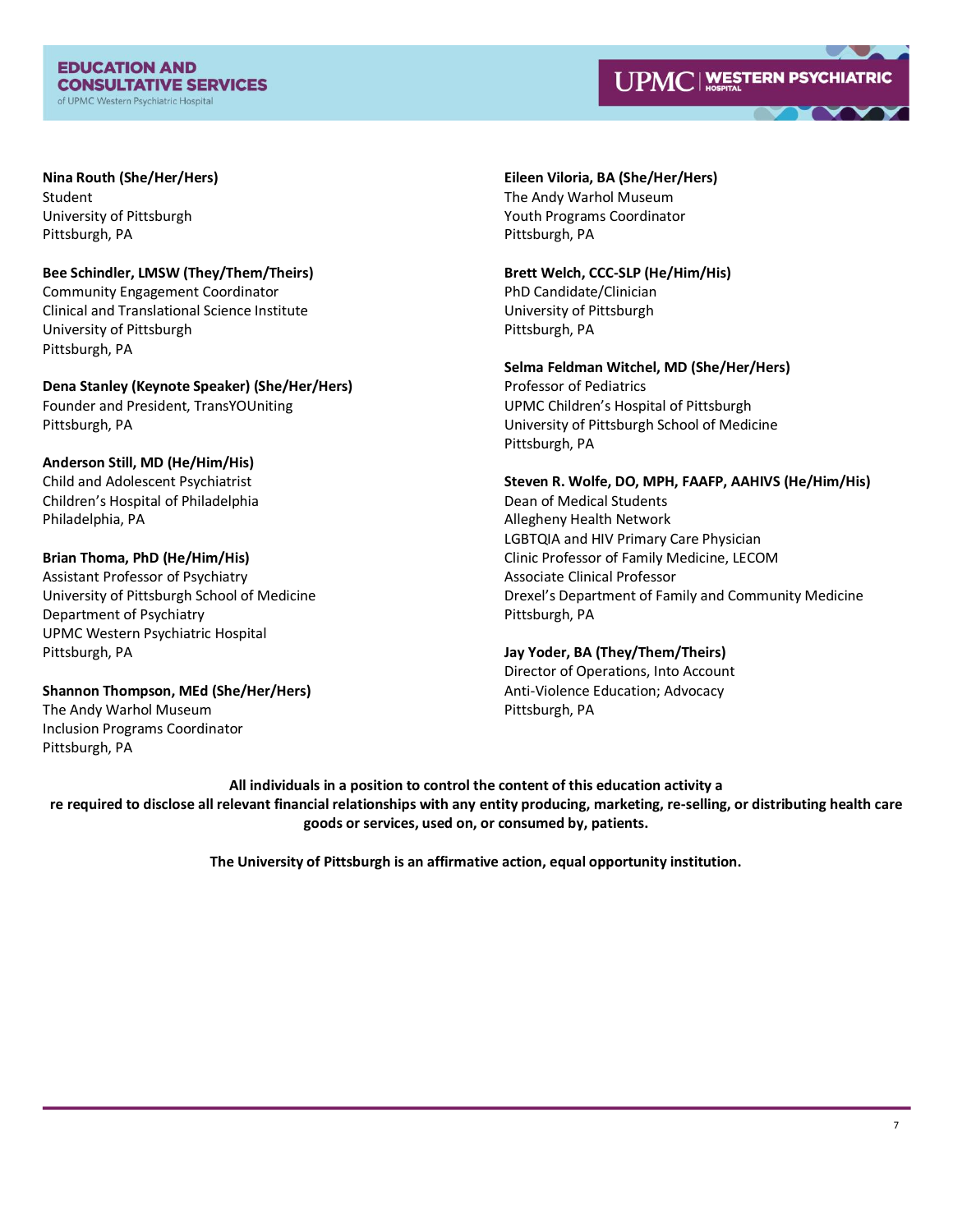**Nina Routh (She/Her/Hers)**
Student
University of Pittsburgh
Pittsburgh, PA

**Bee Schindler, LMSW (They/Them/Theirs)**
Community Engagement Coordinator
Clinical and Translational Science Institute
University of Pittsburgh
Pittsburgh, PA

**Dena Stanley (Keynote Speaker) (She/Her/Hers)**
Founder and President, TransYOUniting
Pittsburgh, PA

**Anderson Still, MD (He/Him/His)**
Child and Adolescent Psychiatrist
Children's Hospital of Philadelphia
Philadelphia, PA

**Brian Thoma, PhD (He/Him/His)**
Assistant Professor of Psychiatry
University of Pittsburgh School of Medicine
Department of Psychiatry
UPMC Western Psychiatric Hospital
Pittsburgh, PA

**Shannon Thompson, MEd (She/Her/Hers)**
The Andy Warhol Museum
Inclusion Programs Coordinator
Pittsburgh, PA

**Eileen Viloria, BA (She/Her/Hers)**
The Andy Warhol Museum
Youth Programs Coordinator
Pittsburgh, PA

**Brett Welch, CCC-SLP (He/Him/His)**
PhD Candidate/Clinician
University of Pittsburgh
Pittsburgh, PA

**Selma Feldman Witchel, MD (She/Her/Hers)**
Professor of Pediatrics
UPMC Children's Hospital of Pittsburgh
University of Pittsburgh School of Medicine
Pittsburgh, PA

**Steven R. Wolfe, DO, MPH, FAAFP, AAHIVS (He/Him/His)**
Dean of Medical Students
Allegheny Health Network
LGBTQIA and HIV Primary Care Physician
Clinic Professor of Family Medicine, LECOM
Associate Clinical Professor
Drexel's Department of Family and Community Medicine
Pittsburgh, PA

**Jay Yoder, BA (They/Them/Theirs)**
Director of Operations, Into Account
Anti-Violence Education; Advocacy
Pittsburgh, PA

**All individuals in a position to control the content of this education activity are required to disclose all relevant financial relationships with any entity producing, marketing, re-selling, or distributing health care goods or services, used on, or consumed by, patients.**

**The University of Pittsburgh is an affirmative action, equal opportunity institution.**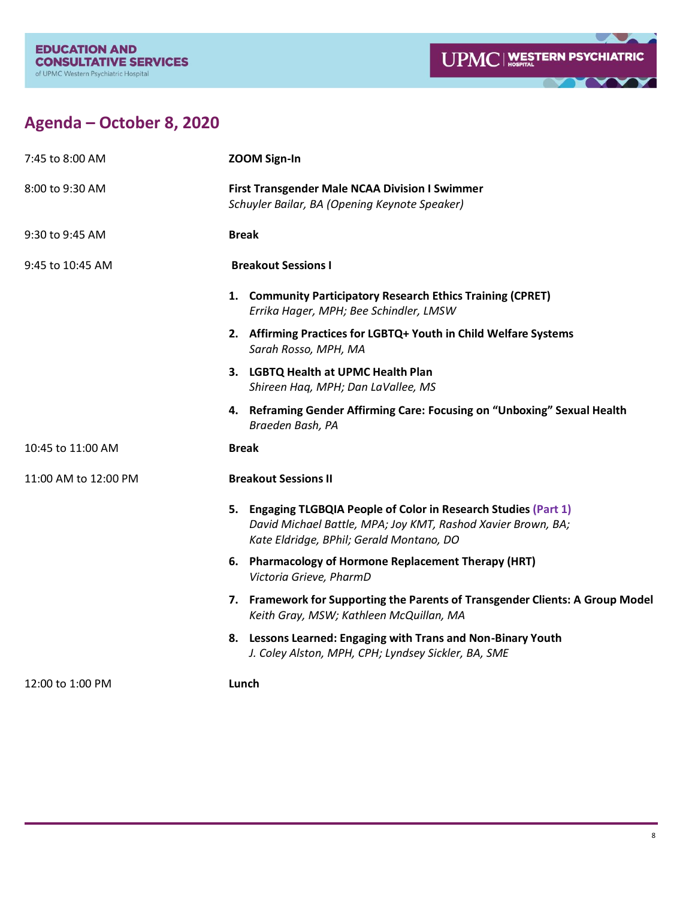## Agenda – October 8, 2020

| | |
|---|---|
| 7:45 to 8:00 AM | **ZOOM Sign-In** |
| 8:00 to 9:30 AM | **First Transgender Male NCAA Division I Swimmer**<br>*Schuyler Bailar, BA (Opening Keynote Speaker)* |
| 9:30 to 9:45 AM | **Break** |
| 9:45 to 10:45 AM | **Breakout Sessions I** |
| | **1. Community Participatory Research Ethics Training (CPRET)**<br>*Errika Hager, MPH; Bee Schindler, LMSW* |
| | **2. Affirming Practices for LGBTQ+ Youth in Child Welfare Systems**<br>*Sarah Rosso, MPH, MA* |
| | **3. LGBTQ Health at UPMC Health Plan**<br>*Shireen Haq, MPH; Dan LaVallee, MS* |
| | **4. Reframing Gender Affirming Care: Focusing on "Unboxing" Sexual Health**<br>*Braeden Bash, PA* |
| 10:45 to 11:00 AM | **Break** |
| 11:00 AM to 12:00 PM | **Breakout Sessions II** |
| | **5. Engaging TLGBQIA People of Color in Research Studies (Part 1)**<br>*David Michael Battle, MPA; Joy KMT, Rashod Xavier Brown, BA; Kate Eldridge, BPhil; Gerald Montano, DO* |
| | **6. Pharmacology of Hormone Replacement Therapy (HRT)**<br>*Victoria Grieve, PharmD* |
| | **7. Framework for Supporting the Parents of Transgender Clients: A Group Model**<br>*Keith Gray, MSW; Kathleen McQuillan, MA* |
| | **8. Lessons Learned: Engaging with Trans and Non-Binary Youth**<br>*J. Coley Alston, MPH, CPH; Lyndsey Sickler, BA, SME* |
| 12:00 to 1:00 PM | **Lunch** |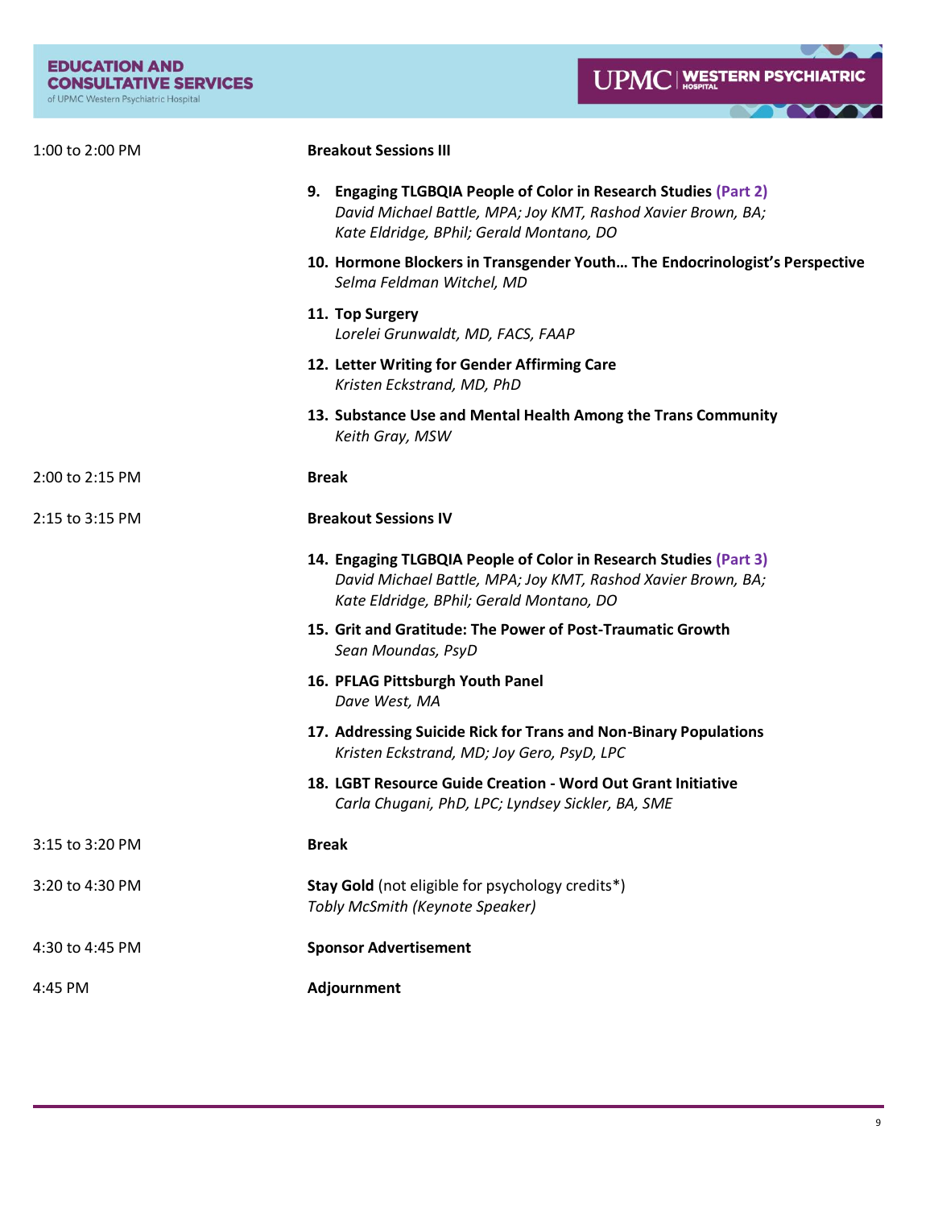| | |
|---|---|
| 1:00 to 2:00 PM | **Breakout Sessions III** |
| | **9. Engaging TLGBQIA People of Color in Research Studies (Part 2)**<br>*David Michael Battle, MPA; Joy KMT, Rashod Xavier Brown, BA; Kate Eldridge, BPhil; Gerald Montano, DO* |
| | **10. Hormone Blockers in Transgender Youth… The Endocrinologist's Perspective**<br>*Selma Feldman Witchel, MD* |
| | **11. Top Surgery**<br>*Lorelei Grunwaldt, MD, FACS, FAAP* |
| | **12. Letter Writing for Gender Affirming Care**<br>*Kristen Eckstrand, MD, PhD* |
| | **13. Substance Use and Mental Health Among the Trans Community**<br>*Keith Gray, MSW* |
| 2:00 to 2:15 PM | **Break** |
| 2:15 to 3:15 PM | **Breakout Sessions IV** |
| | **14. Engaging TLGBQIA People of Color in Research Studies (Part 3)**<br>*David Michael Battle, MPA; Joy KMT, Rashod Xavier Brown, BA; Kate Eldridge, BPhil; Gerald Montano, DO* |
| | **15. Grit and Gratitude: The Power of Post-Traumatic Growth**<br>*Sean Moundas, PsyD* |
| | **16. PFLAG Pittsburgh Youth Panel**<br>*Dave West, MA* |
| | **17. Addressing Suicide Rick for Trans and Non-Binary Populations**<br>*Kristen Eckstrand, MD; Joy Gero, PsyD, LPC* |
| | **18. LGBT Resource Guide Creation - Word Out Grant Initiative**<br>*Carla Chugani, PhD, LPC; Lyndsey Sickler, BA, SME* |
| 3:15 to 3:20 PM | **Break** |
| 3:20 to 4:30 PM | **Stay Gold** (not eligible for psychology credits*)<br>*Tobly McSmith (Keynote Speaker)* |
| 4:30 to 4:45 PM | **Sponsor Advertisement** |
| 4:45 PM | **Adjournment** |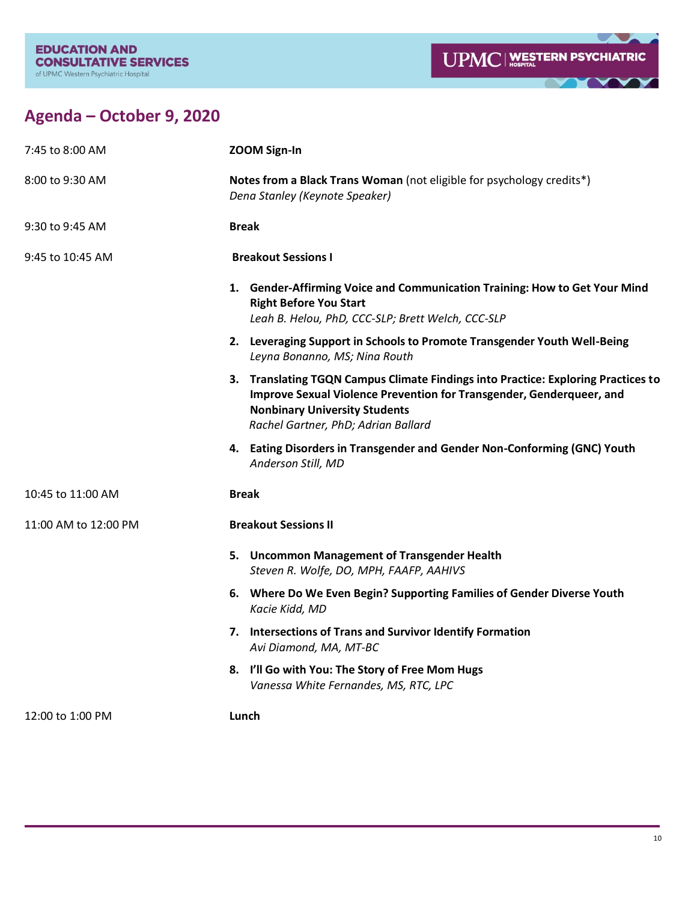## Agenda – October 9, 2020

| | |
|---|---|
| 7:45 to 8:00 AM | **ZOOM Sign-In** |
| 8:00 to 9:30 AM | **Notes from a Black Trans Woman** (not eligible for psychology credits*)<br>*Dena Stanley (Keynote Speaker)* |
| 9:30 to 9:45 AM | **Break** |
| 9:45 to 10:45 AM | **Breakout Sessions I** |

1. **Gender-Affirming Voice and Communication Training: How to Get Your Mind Right Before You Start**
   *Leah B. Helou, PhD, CCC-SLP; Brett Welch, CCC-SLP*
2. **Leveraging Support in Schools to Promote Transgender Youth Well-Being**
   *Leyna Bonanno, MS; Nina Routh*
3. **Translating TGQN Campus Climate Findings into Practice: Exploring Practices to Improve Sexual Violence Prevention for Transgender, Genderqueer, and Nonbinary University Students**
   *Rachel Gartner, PhD; Adrian Ballard*
4. **Eating Disorders in Transgender and Gender Non-Conforming (GNC) Youth**
   *Anderson Still, MD*

| | |
|---|---|
| 10:45 to 11:00 AM | **Break** |
| 11:00 AM to 12:00 PM | **Breakout Sessions II** |

5. **Uncommon Management of Transgender Health**
   *Steven R. Wolfe, DO, MPH, FAAFP, AAHIVS*
6. **Where Do We Even Begin? Supporting Families of Gender Diverse Youth**
   *Kacie Kidd, MD*
7. **Intersections of Trans and Survivor Identify Formation**
   *Avi Diamond, MA, MT-BC*
8. **I'll Go with You: The Story of Free Mom Hugs**
   *Vanessa White Fernandes, MS, RTC, LPC*

| | |
|---|---|
| 12:00 to 1:00 PM | **Lunch** |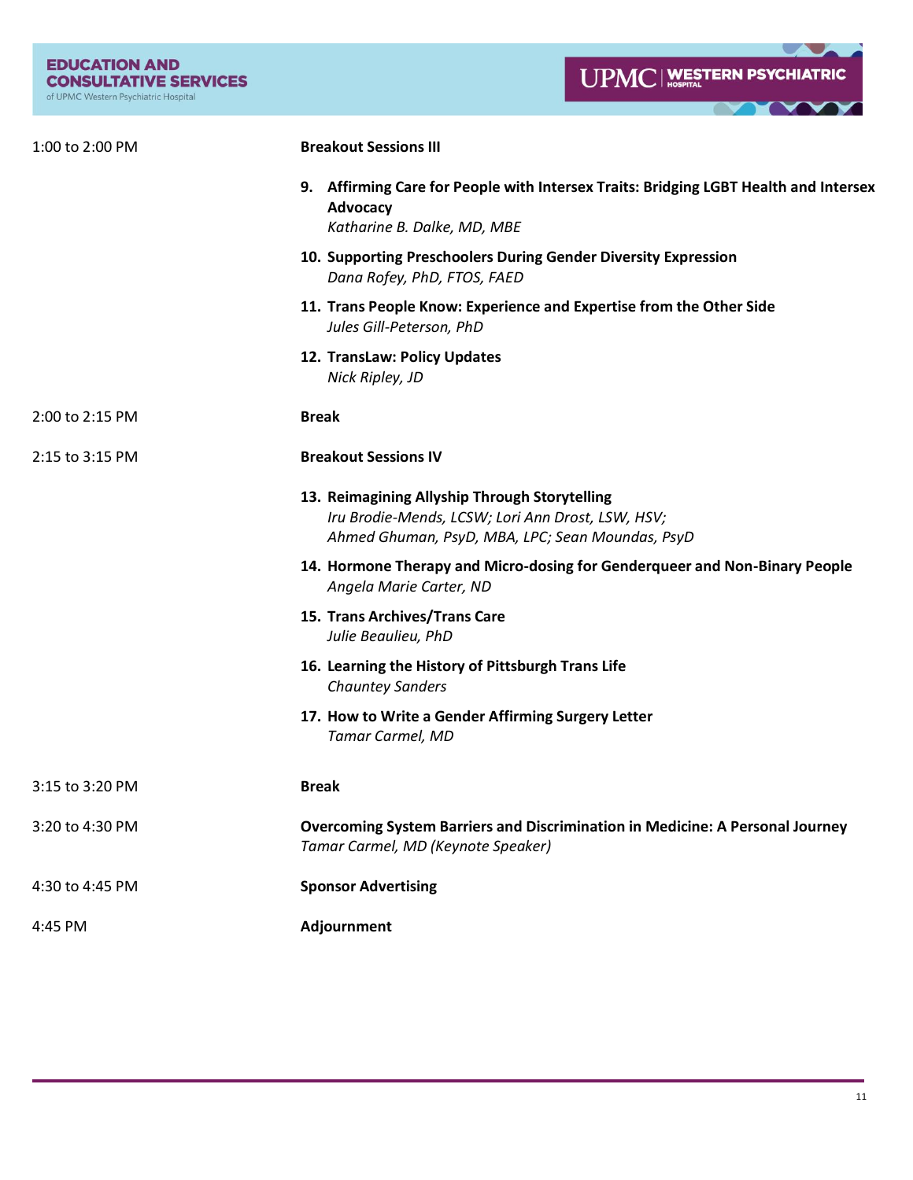| | |
|---|---|
| 1:00 to 2:00 PM | **Breakout Sessions III** |
| | **9. Affirming Care for People with Intersex Traits: Bridging LGBT Health and Intersex Advocacy**<br>*Katharine B. Dalke, MD, MBE* |
| | **10. Supporting Preschoolers During Gender Diversity Expression**<br>*Dana Rofey, PhD, FTOS, FAED* |
| | **11. Trans People Know: Experience and Expertise from the Other Side**<br>*Jules Gill-Peterson, PhD* |
| | **12. TransLaw: Policy Updates**<br>*Nick Ripley, JD* |
| 2:00 to 2:15 PM | **Break** |
| 2:15 to 3:15 PM | **Breakout Sessions IV** |
| | **13. Reimagining Allyship Through Storytelling**<br>*Iru Brodie-Mends, LCSW; Lori Ann Drost, LSW, HSV; Ahmed Ghuman, PsyD, MBA, LPC; Sean Moundas, PsyD* |
| | **14. Hormone Therapy and Micro-dosing for Genderqueer and Non-Binary People**<br>*Angela Marie Carter, ND* |
| | **15. Trans Archives/Trans Care**<br>*Julie Beaulieu, PhD* |
| | **16. Learning the History of Pittsburgh Trans Life**<br>*Chauntey Sanders* |
| | **17. How to Write a Gender Affirming Surgery Letter**<br>*Tamar Carmel, MD* |
| 3:15 to 3:20 PM | **Break** |
| 3:20 to 4:30 PM | **Overcoming System Barriers and Discrimination in Medicine: A Personal Journey**<br>*Tamar Carmel, MD (Keynote Speaker)* |
| 4:30 to 4:45 PM | **Sponsor Advertising** |
| 4:45 PM | **Adjournment** |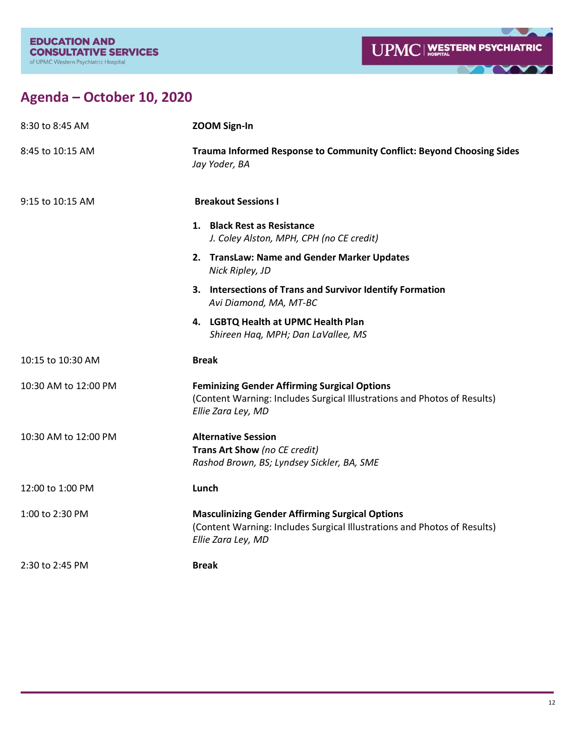## Agenda – October 10, 2020

| | |
|---|---|
| 8:30 to 8:45 AM | **ZOOM Sign-In** |
| 8:45 to 10:15 AM | **Trauma Informed Response to Community Conflict: Beyond Choosing Sides**<br>*Jay Yoder, BA* |
| 9:15 to 10:15 AM | **Breakout Sessions I**<br><br>1. **Black Rest as Resistance**<br>*J. Coley Alston, MPH, CPH (no CE credit)*<br>2. **TransLaw: Name and Gender Marker Updates**<br>*Nick Ripley, JD*<br>3. **Intersections of Trans and Survivor Identify Formation**<br>*Avi Diamond, MA, MT-BC*<br>4. **LGBTQ Health at UPMC Health Plan**<br>*Shireen Haq, MPH; Dan LaVallee, MS* |
| 10:15 to 10:30 AM | **Break** |
| 10:30 AM to 12:00 PM | **Feminizing Gender Affirming Surgical Options**<br>(Content Warning: Includes Surgical Illustrations and Photos of Results)<br>*Ellie Zara Ley, MD* |
| 10:30 AM to 12:00 PM | **Alternative Session**<br>**Trans Art Show** *(no CE credit)*<br>*Rashod Brown, BS; Lyndsey Sickler, BA, SME* |
| 12:00 to 1:00 PM | **Lunch** |
| 1:00 to 2:30 PM | **Masculinizing Gender Affirming Surgical Options**<br>(Content Warning: Includes Surgical Illustrations and Photos of Results)<br>*Ellie Zara Ley, MD* |
| 2:30 to 2:45 PM | **Break** |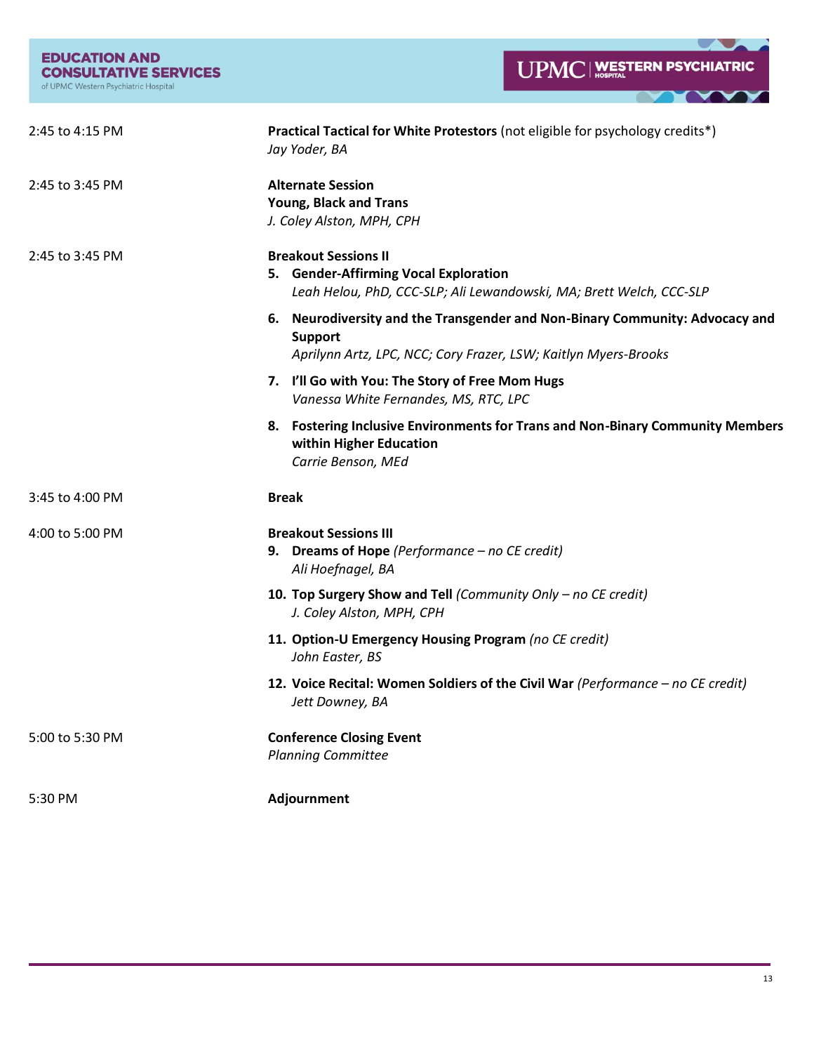| | |
|---|---|
| 2:45 to 4:15 PM | **Practical Tactical for White Protestors** (not eligible for psychology credits*)<br>*Jay Yoder, BA* |
| 2:45 to 3:45 PM | **Alternate Session**<br>**Young, Black and Trans**<br>*J. Coley Alston, MPH, CPH* |
| 2:45 to 3:45 PM | **Breakout Sessions II**<br>5. **Gender-Affirming Vocal Exploration**<br>*Leah Helou, PhD, CCC-SLP; Ali Lewandowski, MA; Brett Welch, CCC-SLP*<br>6. **Neurodiversity and the Transgender and Non-Binary Community: Advocacy and Support**<br>*Aprilynn Artz, LPC, NCC; Cory Frazer, LSW; Kaitlyn Myers-Brooks*<br>7. **I'll Go with You: The Story of Free Mom Hugs**<br>*Vanessa White Fernandes, MS, RTC, LPC*<br>8. **Fostering Inclusive Environments for Trans and Non-Binary Community Members within Higher Education**<br>*Carrie Benson, MEd* |
| 3:45 to 4:00 PM | **Break** |
| 4:00 to 5:00 PM | **Breakout Sessions III**<br>9. **Dreams of Hope** *(Performance – no CE credit)*<br>*Ali Hoefnagel, BA*<br>10. **Top Surgery Show and Tell** *(Community Only – no CE credit)*<br>*J. Coley Alston, MPH, CPH*<br>11. **Option-U Emergency Housing Program** *(no CE credit)*<br>*John Easter, BS*<br>12. **Voice Recital: Women Soldiers of the Civil War** *(Performance – no CE credit)*<br>*Jett Downey, BA* |
| 5:00 to 5:30 PM | **Conference Closing Event**<br>*Planning Committee* |
| 5:30 PM | **Adjournment** |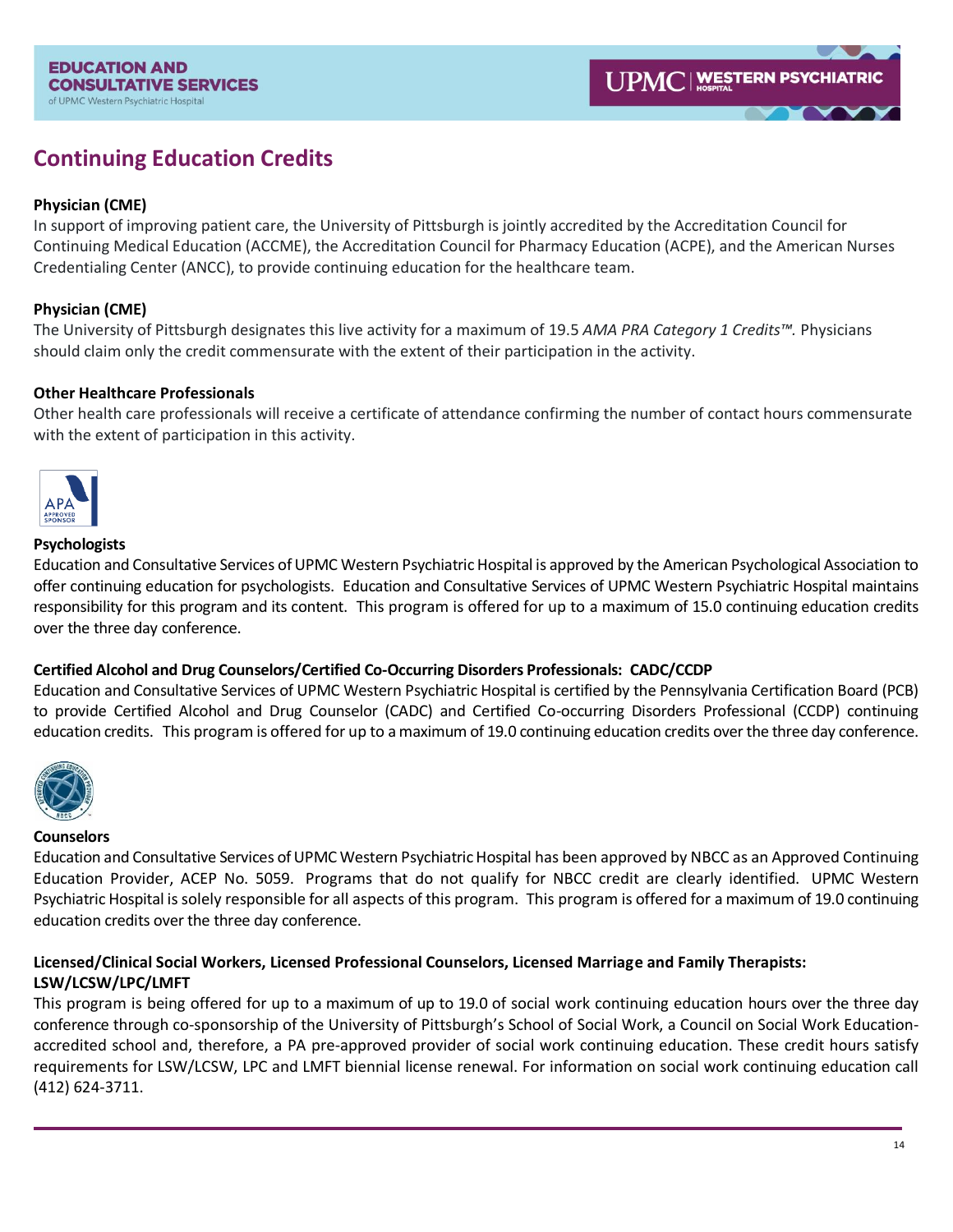# Continuing Education Credits

**Physician (CME)**

In support of improving patient care, the University of Pittsburgh is jointly accredited by the Accreditation Council for Continuing Medical Education (ACCME), the Accreditation Council for Pharmacy Education (ACPE), and the American Nurses Credentialing Center (ANCC), to provide continuing education for the healthcare team.

**Physician (CME)**

The University of Pittsburgh designates this live activity for a maximum of 19.5 *AMA PRA Category 1 Credits™.* Physicians should claim only the credit commensurate with the extent of their participation in the activity.

**Other Healthcare Professionals**

Other health care professionals will receive a certificate of attendance confirming the number of contact hours commensurate with the extent of participation in this activity.

**Psychologists**

Education and Consultative Services of UPMC Western Psychiatric Hospital is approved by the American Psychological Association to offer continuing education for psychologists. Education and Consultative Services of UPMC Western Psychiatric Hospital maintains responsibility for this program and its content. This program is offered for up to a maximum of 15.0 continuing education credits over the three day conference.

**Certified Alcohol and Drug Counselors/Certified Co-Occurring Disorders Professionals: CADC/CCDP**

Education and Consultative Services of UPMC Western Psychiatric Hospital is certified by the Pennsylvania Certification Board (PCB) to provide Certified Alcohol and Drug Counselor (CADC) and Certified Co-occurring Disorders Professional (CCDP) continuing education credits. This program is offered for up to a maximum of 19.0 continuing education credits over the three day conference.

**Counselors**

Education and Consultative Services of UPMC Western Psychiatric Hospital has been approved by NBCC as an Approved Continuing Education Provider, ACEP No. 5059. Programs that do not qualify for NBCC credit are clearly identified. UPMC Western Psychiatric Hospital is solely responsible for all aspects of this program. This program is offered for a maximum of 19.0 continuing education credits over the three day conference.

**Licensed/Clinical Social Workers, Licensed Professional Counselors, Licensed Marriage and Family Therapists: LSW/LCSW/LPC/LMFT**

This program is being offered for up to a maximum of up to 19.0 of social work continuing education hours over the three day conference through co-sponsorship of the University of Pittsburgh's School of Social Work, a Council on Social Work Education-accredited school and, therefore, a PA pre-approved provider of social work continuing education. These credit hours satisfy requirements for LSW/LCSW, LPC and LMFT biennial license renewal. For information on social work continuing education call (412) 624-3711.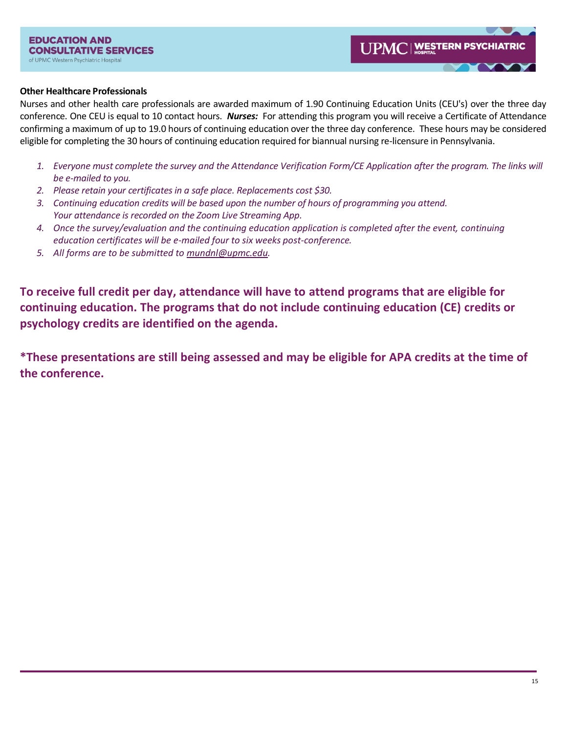**Other Healthcare Professionals**

Nurses and other health care professionals are awarded maximum of 1.90 Continuing Education Units (CEU's) over the three day conference. One CEU is equal to 10 contact hours. ***Nurses:*** For attending this program you will receive a Certificate of Attendance confirming a maximum of up to 19.0 hours of continuing education over the three day conference. These hours may be considered eligible for completing the 30 hours of continuing education required for biannual nursing re-licensure in Pennsylvania.

1. *Everyone must complete the survey and the Attendance Verification Form/CE Application after the program. The links will be e-mailed to you.*
2. *Please retain your certificates in a safe place. Replacements cost $30.*
3. *Continuing education credits will be based upon the number of hours of programming you attend. Your attendance is recorded on the Zoom Live Streaming App.*
4. *Once the survey/evaluation and the continuing education application is completed after the event, continuing education certificates will be e-mailed four to six weeks post-conference.*
5. *All forms are to be submitted to mundnl@upmc.edu.*

**To receive full credit per day, attendance will have to attend programs that are eligible for continuing education. The programs that do not include continuing education (CE) credits or psychology credits are identified on the agenda.**

**\*These presentations are still being assessed and may be eligible for APA credits at the time of the conference.**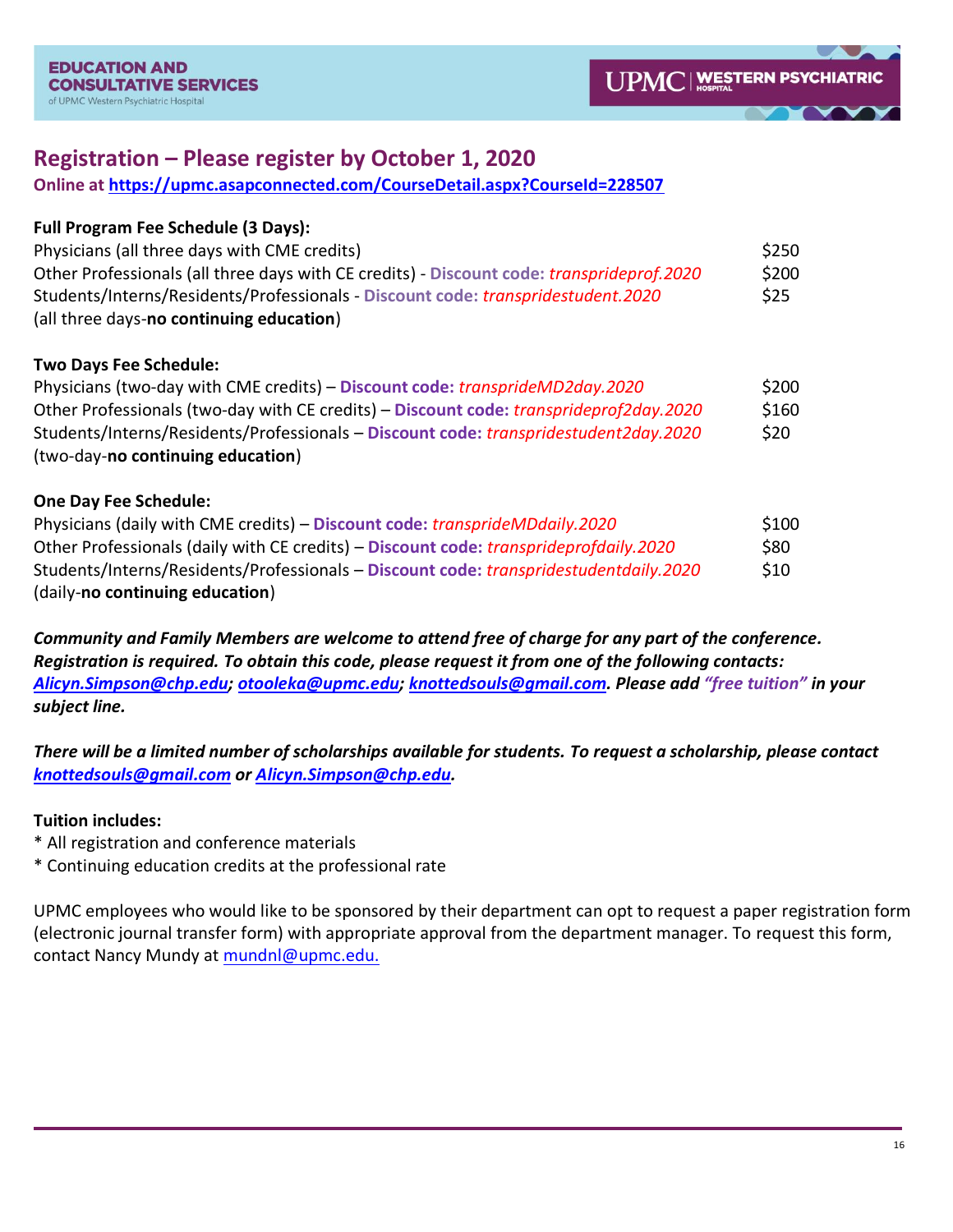## Registration – Please register by October 1, 2020

**Online at [https://upmc.asapconnected.com/CourseDetail.aspx?CourseId=228507](https://upmc.asapconnected.com/CourseDetail.aspx?CourseId=228507)**

**Full Program Fee Schedule (3 Days):**

| | |
|---|---|
| Physicians (all three days with CME credits) | $250 |
| Other Professionals (all three days with CE credits) - **Discount code:** *transprideprof.2020* | $200 |
| Students/Interns/Residents/Professionals - **Discount code:** *transpridestudent.2020* (all three days-**no continuing education**) | $25 |

**Two Days Fee Schedule:**

| | |
|---|---|
| Physicians (two-day with CME credits) – **Discount code:** *transprideMD2day.2020* | $200 |
| Other Professionals (two-day with CE credits) – **Discount code:** *transprideprof2day.2020* | $160 |
| Students/Interns/Residents/Professionals – **Discount code:** *transpridestudent2day.2020* (two-day-**no continuing education**) | $20 |

**One Day Fee Schedule:**

| | |
|---|---|
| Physicians (daily with CME credits) – **Discount code:** *transprideMDdaily.2020* | $100 |
| Other Professionals (daily with CE credits) – **Discount code:** *transprideprofdaily.2020* | $80 |
| Students/Interns/Residents/Professionals – **Discount code:** *transpridestudentdaily.2020* (daily-**no continuing education**) | $10 |

***Community and Family Members are welcome to attend free of charge for any part of the conference. Registration is required. To obtain this code, please request it from one of the following contacts: Alicyn.Simpson@chp.edu; otooleka@upmc.edu; knottedsouls@gmail.com. Please add "free tuition" in your subject line.***

***There will be a limited number of scholarships available for students. To request a scholarship, please contact knottedsouls@gmail.com or Alicyn.Simpson@chp.edu.***

**Tuition includes:**

* All registration and conference materials
* Continuing education credits at the professional rate

UPMC employees who would like to be sponsored by their department can opt to request a paper registration form (electronic journal transfer form) with appropriate approval from the department manager. To request this form, contact Nancy Mundy at mundnl@upmc.edu.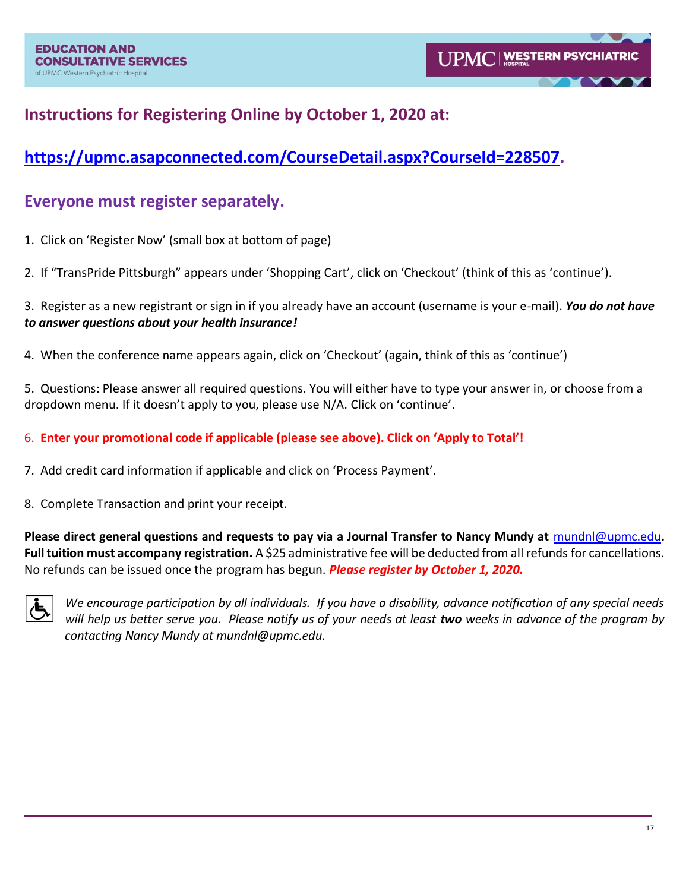## Instructions for Registering Online by October 1, 2020 at:

## [https://upmc.asapconnected.com/CourseDetail.aspx?CourseId=228507](https://upmc.asapconnected.com/CourseDetail.aspx?CourseId=228507).

## Everyone must register separately.

1. Click on 'Register Now' (small box at bottom of page)

2. If "TransPride Pittsburgh" appears under 'Shopping Cart', click on 'Checkout' (think of this as 'continue').

3. Register as a new registrant or sign in if you already have an account (username is your e-mail). ***You do not have to answer questions about your health insurance!***

4. When the conference name appears again, click on 'Checkout' (again, think of this as 'continue')

5. Questions: Please answer all required questions. You will either have to type your answer in, or choose from a dropdown menu. If it doesn't apply to you, please use N/A. Click on 'continue'.

6. **Enter your promotional code if applicable (please see above). Click on 'Apply to Total'!**

7. Add credit card information if applicable and click on 'Process Payment'.

8. Complete Transaction and print your receipt.

**Please direct general questions and requests to pay via a Journal Transfer to Nancy Mundy at** [mundnl@upmc.edu](mailto:mundnl@upmc.edu)**.** **Full tuition must accompany registration.** A $25 administrative fee will be deducted from all refunds for cancellations. No refunds can be issued once the program has begun. ***Please register by October 1, 2020.***

*We encourage participation by all individuals. If you have a disability, advance notification of any special needs will help us better serve you. Please notify us of your needs at least* ***two*** *weeks in advance of the program by contacting Nancy Mundy at mundnl@upmc.edu.*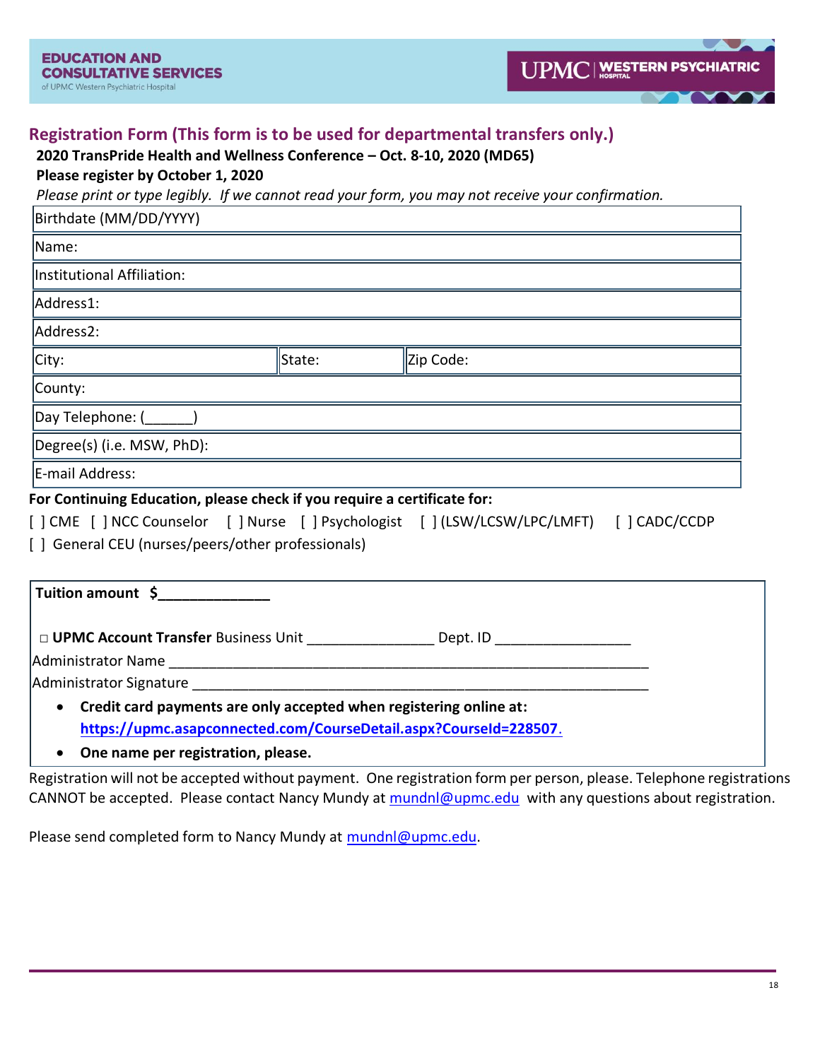**EDUCATION AND CONSULTATIVE SERVICES**
of UPMC Western Psychiatric Hospital

UPMC | WESTERN PSYCHIATRIC HOSPITAL

## Registration Form (This form is to be used for departmental transfers only.)

**2020 TransPride Health and Wellness Conference – Oct. 8-10, 2020 (MD65)**

**Please register by October 1, 2020**

*Please print or type legibly. If we cannot read your form, you may not receive your confirmation.*

| | | |
|---|---|---|
| Birthdate (MM/DD/YYYY) | | |
| Name: | | |
| Institutional Affiliation: | | |
| Address1: | | |
| Address2: | | |
| City: | State: | Zip Code: |
| County: | | |
| Day Telephone: (______) | | |
| Degree(s) (i.e. MSW, PhD): | | |
| E-mail Address: | | |

**For Continuing Education, please check if you require a certificate for:**

[ ] CME [ ] NCC Counselor [ ] Nurse [ ] Psychologist [ ] (LSW/LCSW/LPC/LMFT) [ ] CADC/CCDP

[ ] General CEU (nurses/peers/other professionals)

**Tuition amount $_____________**

□ **UPMC Account Transfer** Business Unit _______________ Dept. ID ________________

Administrator Name ____________________________________________________________

Administrator Signature _________________________________________________________

- **Credit card payments are only accepted when registering online at: https://upmc.asapconnected.com/CourseDetail.aspx?CourseId=228507.**
- **One name per registration, please.**

Registration will not be accepted without payment. One registration form per person, please. Telephone registrations CANNOT be accepted. Please contact Nancy Mundy at mundnl@upmc.edu with any questions about registration.

Please send completed form to Nancy Mundy at mundnl@upmc.edu.